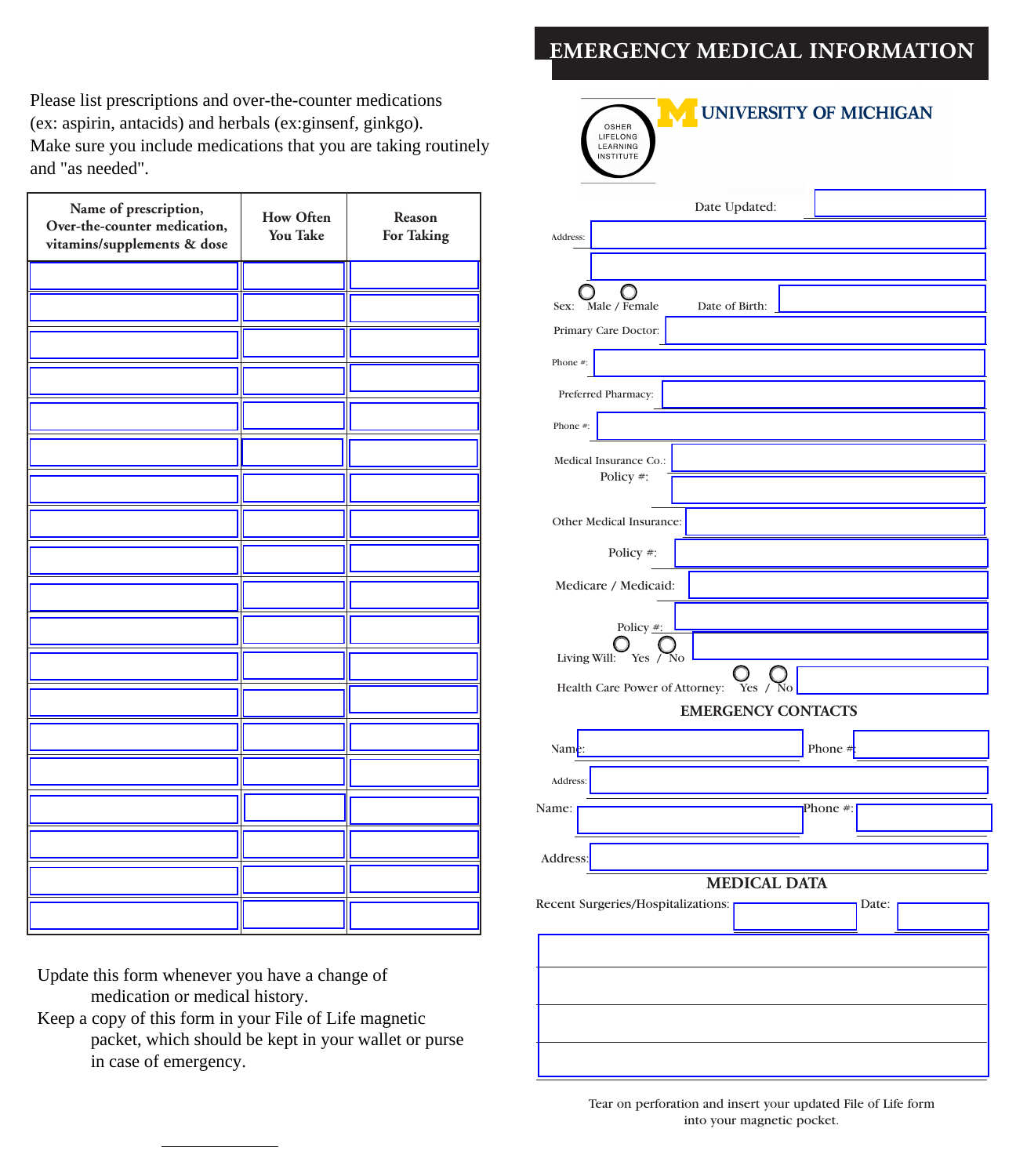Please list prescriptions and over-the-counter medications (ex: aspirin, antacids) and herbals (ex:ginsenf, ginkgo). Make sure you include medications that you are taking routinely and "as needed".

| Name of prescription, Over-the-counter medication, vitamins/supplements & dose | How Often You Take | Reason For Taking |
|---|---|---|
| | | |
| | | |
| | | |
| | | |
| | | |
| | | |
| | | |
| | | |
| | | |
| | | |
| | | |
| | | |
| | | |
| | | |
| | | |
| | | |
| | | |
| | | |
| | | |

Update this form whenever you have a change of medication or medical history.

Keep a copy of this form in your File of Life magnetic packet, which should be kept in your wallet or purse in case of emergency.

# EMERGENCY MEDICAL INFORMATION

OSHER LIFELONG LEARNING INSTITUTE
UNIVERSITY OF MICHIGAN

Date Updated:

Address:

Sex: Male / Female  Date of Birth:

Primary Care Doctor:

Phone #:

Preferred Pharmacy:

Phone #:

Medical Insurance Co.:

Policy #:

Other Medical Insurance:

Policy #:

Medicare / Medicaid:

Policy #:

Living Will: Yes / No

Health Care Power of Attorney: Yes / No

## EMERGENCY CONTACTS

Name:  Phone #:

Address:

Name:  Phone #:

Address:

## MEDICAL DATA

Recent Surgeries/Hospitalizations:  Date:

Tear on perforation and insert your updated File of Life form into your magnetic pocket.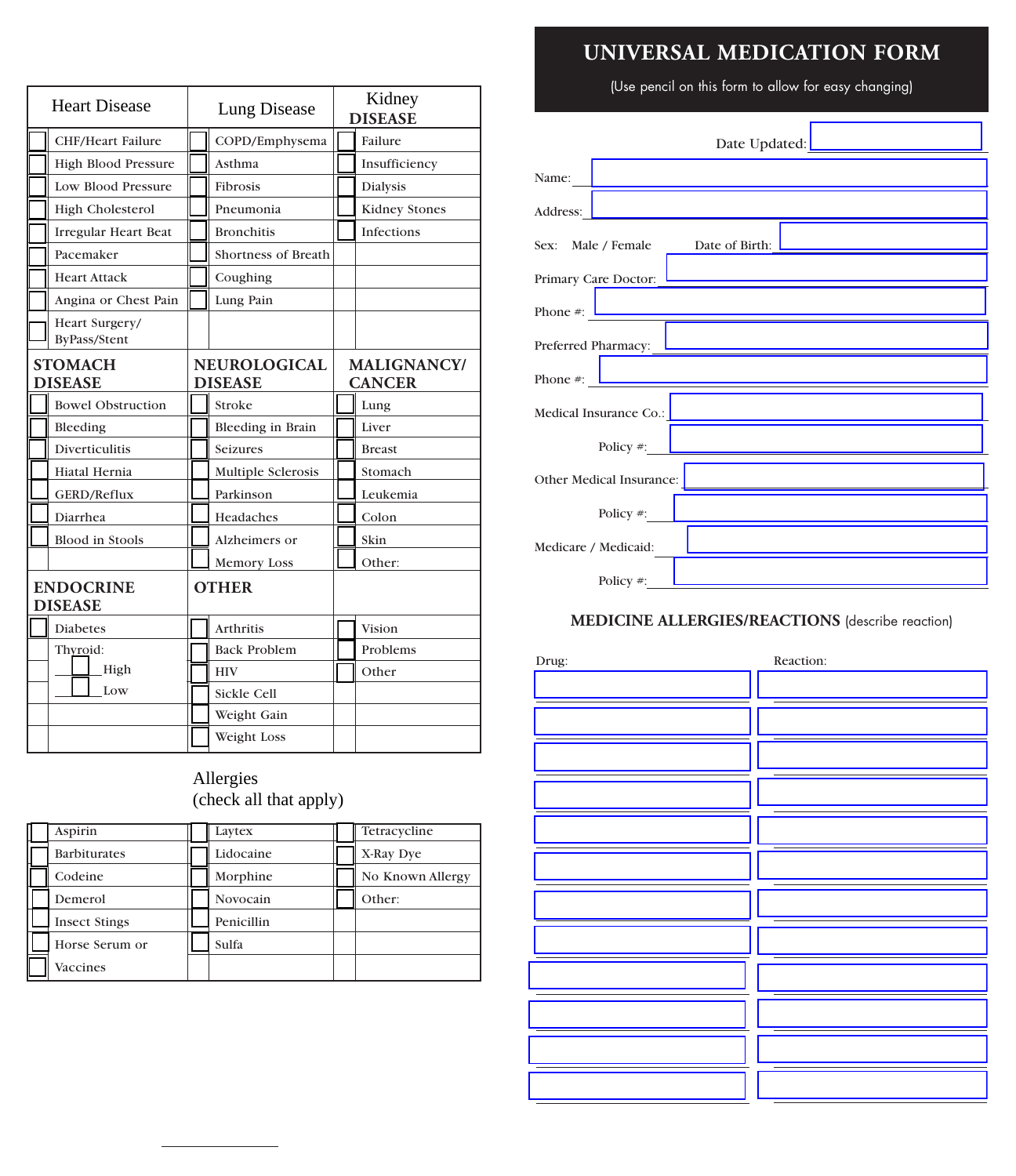| Heart Disease | Lung Disease | Kidney DISEASE |
|---|---|---|
| ☐ CHF/Heart Failure | ☐ COPD/Emphysema | ☐ Failure |
| ☐ High Blood Pressure | ☐ Asthma | ☐ Insufficiency |
| ☐ Low Blood Pressure | ☐ Fibrosis | ☐ Dialysis |
| ☐ High Cholesterol | ☐ Pneumonia | ☐ Kidney Stones |
| ☐ Irregular Heart Beat | ☐ Bronchitis | ☐ Infections |
| ☐ Pacemaker | ☐ Shortness of Breath | |
| ☐ Heart Attack | ☐ Coughing | |
| ☐ Angina or Chest Pain | ☐ Lung Pain | |
| ☐ Heart Surgery/ ByPass/Stent | | |
| **STOMACH DISEASE** | **NEUROLOGICAL DISEASE** | **MALIGNANCY/ CANCER** |
| ☐ Bowel Obstruction | ☐ Stroke | ☐ Lung |
| ☐ Bleeding | ☐ Bleeding in Brain | ☐ Liver |
| ☐ Diverticulitis | ☐ Seizures | ☐ Breast |
| ☐ Hiatal Hernia | ☐ Multiple Sclerosis | ☐ Stomach |
| ☐ GERD/Reflux | ☐ Parkinson | ☐ Leukemia |
| ☐ Diarrhea | ☐ Headaches | ☐ Colon |
| ☐ Blood in Stools | ☐ Alzheimers or Memory Loss | ☐ Skin |
| | | ☐ Other: |
| **ENDOCRINE DISEASE** | **OTHER** | |
| ☐ Diabetes | ☐ Arthritis | ☐ Vision Problems |
| Thyroid: | ☐ Back Problem | |
| ☐ High | ☐ HIV | ☐ Other |
| ☐ Low | ☐ Sickle Cell | |
| | ☐ Weight Gain | |
| | ☐ Weight Loss | |

Allergies
(check all that apply)

| | | |
|---|---|---|
| ☐ Aspirin | ☐ Laytex | ☐ Tetracycline |
| ☐ Barbiturates | ☐ Lidocaine | ☐ X-Ray Dye |
| ☐ Codeine | ☐ Morphine | ☐ No Known Allergy |
| ☐ Demerol | ☐ Novocain | ☐ Other: |
| ☐ Insect Stings | ☐ Penicillin | |
| ☐ Horse Serum or Vaccines | ☐ Sulfa | |

# UNIVERSAL MEDICATION FORM

(Use pencil on this form to allow for easy changing)

Date Updated: ____________

Name: ____________

Address: ____________

Sex: Male / Female Date of Birth: ____________

Primary Care Doctor: ____________

Phone #: ____________

Preferred Pharmacy: ____________

Phone #: ____________

Medical Insurance Co.: ____________

Policy #: ____________

Other Medical Insurance: ____________

Policy #: ____________

Medicare / Medicaid: ____________

Policy #: ____________

**MEDICINE ALLERGIES/REACTIONS** (describe reaction)

| Drug: | Reaction: |
|---|---|
| | |
| | |
| | |
| | |
| | |
| | |
| | |
| | |
| | |
| | |
| | |
| | |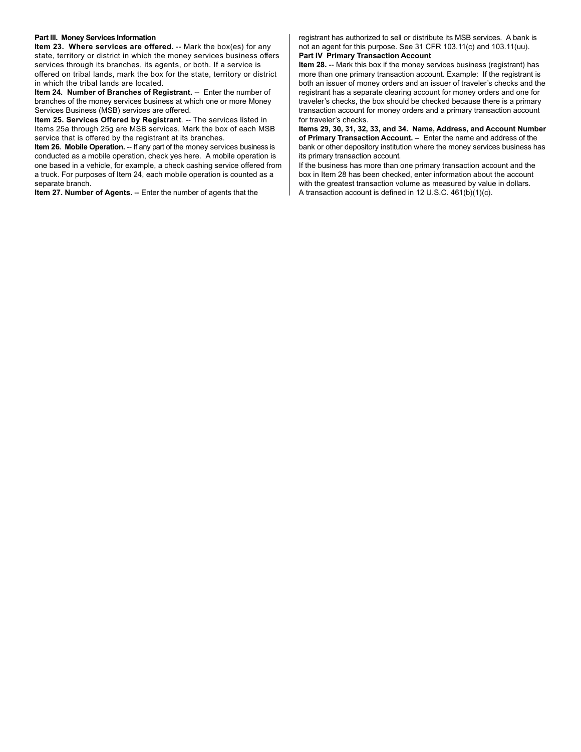**Part III. Money Services Information**

**Item 23. Where services are offered.** -- Mark the box(es) for any state, territory or district in which the money services business offers services through its branches, its agents, or both. If a service is offered on tribal lands, mark the box for the state, territory or district in which the tribal lands are located.

**Item 24. Number of Branches of Registrant.** -- Enter the number of branches of the money services business at which one or more Money Services Business (MSB) services are offered.

**Item 25. Services Offered by Registrant**. -- The services listed in Items 25a through 25g are MSB services. Mark the box of each MSB service that is offered by the registrant at its branches.

**Item 26. Mobile Operation.** -- If any part of the money services business is conducted as a mobile operation, check yes here. A mobile operation is one based in a vehicle, for example, a check cashing service offered from a truck. For purposes of Item 24, each mobile operation is counted as a separate branch.

**Item 27. Number of Agents.** -- Enter the number of agents that the registrant has authorized to sell or distribute its MSB services. A bank is not an agent for this purpose. See 31 CFR 103.11(c) and 103.11(uu).

**Part IV Primary Transaction Account**

**Item 28.** -- Mark this box if the money services business (registrant) has more than one primary transaction account. Example: If the registrant is both an issuer of money orders and an issuer of traveler's checks and the registrant has a separate clearing account for money orders and one for traveler's checks, the box should be checked because there is a primary transaction account for money orders and a primary transaction account for traveler's checks.

**Items 29, 30, 31, 32, 33, and 34. Name, Address, and Account Number of Primary Transaction Account.** -- Enter the name and address of the bank or other depository institution where the money services business has its primary transaction account.

If the business has more than one primary transaction account and the box in Item 28 has been checked, enter information about the account with the greatest transaction volume as measured by value in dollars.

A transaction account is defined in 12 U.S.C. 461(b)(1)(c).